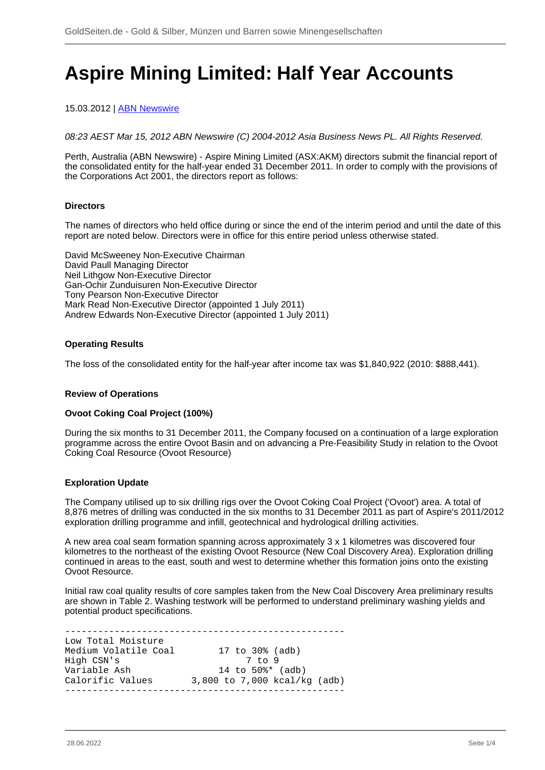# Aspire Mining Limited: Half Year Accounts

15.03.2012 | ABN Newswire

*08:23 AEST Mar 15, 2012 ABN Newswire (C) 2004-2012 Asia Business News PL. All Rights Reserved.*

Perth, Australia (ABN Newswire) - Aspire Mining Limited (ASX:AKM) directors submit the financial report of the consolidated entity for the half-year ended 31 December 2011. In order to comply with the provisions of the Corporations Act 2001, the directors report as follows:

**Directors**

The names of directors who held office during or since the end of the interim period and until the date of this report are noted below. Directors were in office for this entire period unless otherwise stated.

David McSweeney Non-Executive Chairman
David Paull Managing Director
Neil Lithgow Non-Executive Director
Gan-Ochir Zunduisuren Non-Executive Director
Tony Pearson Non-Executive Director
Mark Read Non-Executive Director (appointed 1 July 2011)
Andrew Edwards Non-Executive Director (appointed 1 July 2011)

**Operating Results**

The loss of the consolidated entity for the half-year after income tax was $1,840,922 (2010: $888,441).

**Review of Operations**

**Ovoot Coking Coal Project (100%)**

During the six months to 31 December 2011, the Company focused on a continuation of a large exploration programme across the entire Ovoot Basin and on advancing a Pre-Feasibility Study in relation to the Ovoot Coking Coal Resource (Ovoot Resource)

**Exploration Update**

The Company utilised up to six drilling rigs over the Ovoot Coking Coal Project ('Ovoot') area. A total of 8,876 metres of drilling was conducted in the six months to 31 December 2011 as part of Aspire's 2011/2012 exploration drilling programme and infill, geotechnical and hydrological drilling activities.

A new area coal seam formation spanning across approximately 3 x 1 kilometres was discovered four kilometres to the northeast of the existing Ovoot Resource (New Coal Discovery Area). Exploration drilling continued in areas to the east, south and west to determine whether this formation joins onto the existing Ovoot Resource.

Initial raw coal quality results of core samples taken from the New Coal Discovery Area preliminary results are shown in Table 2. Washing testwork will be performed to understand preliminary washing yields and potential product specifications.

| | |
|---|---|
| Low Total Moisture | |
| Medium Volatile Coal | 17 to 30% (adb) |
| High CSN's | 7 to 9 |
| Variable Ash | 14 to 50%* (adb) |
| Calorific Values | 3,800 to 7,000 kcal/kg (adb) |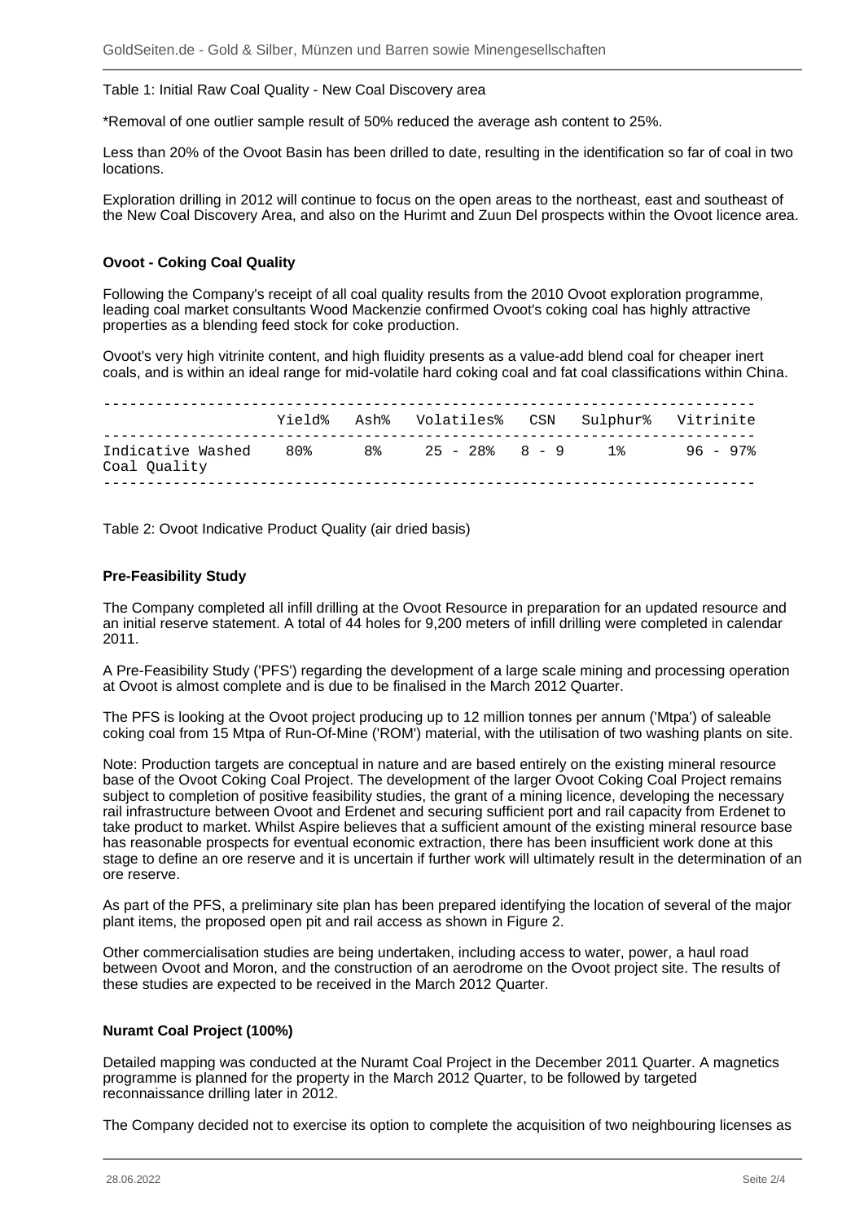Table 1: Initial Raw Coal Quality - New Coal Discovery area

*Removal of one outlier sample result of 50% reduced the average ash content to 25%.

Less than 20% of the Ovoot Basin has been drilled to date, resulting in the identification so far of coal in two locations.

Exploration drilling in 2012 will continue to focus on the open areas to the northeast, east and southeast of the New Coal Discovery Area, and also on the Hurimt and Zuun Del prospects within the Ovoot licence area.

### Ovoot - Coking Coal Quality

Following the Company's receipt of all coal quality results from the 2010 Ovoot exploration programme, leading coal market consultants Wood Mackenzie confirmed Ovoot's coking coal has highly attractive properties as a blending feed stock for coke production.

Ovoot's very high vitrinite content, and high fluidity presents as a value-add blend coal for cheaper inert coals, and is within an ideal range for mid-volatile hard coking coal and fat coal classifications within China.

| | Yield% | Ash% | Volatiles% | CSN | Sulphur% | Vitrinite |
|---|---|---|---|---|---|---|
| Indicative Washed Coal Quality | 80% | 8% | 25 - 28% | 8 - 9 | 1% | 96 - 97% |

Table 2: Ovoot Indicative Product Quality (air dried basis)

### Pre-Feasibility Study

The Company completed all infill drilling at the Ovoot Resource in preparation for an updated resource and an initial reserve statement. A total of 44 holes for 9,200 meters of infill drilling were completed in calendar 2011.

A Pre-Feasibility Study ('PFS') regarding the development of a large scale mining and processing operation at Ovoot is almost complete and is due to be finalised in the March 2012 Quarter.

The PFS is looking at the Ovoot project producing up to 12 million tonnes per annum ('Mtpa') of saleable coking coal from 15 Mtpa of Run-Of-Mine ('ROM') material, with the utilisation of two washing plants on site.

Note: Production targets are conceptual in nature and are based entirely on the existing mineral resource base of the Ovoot Coking Coal Project. The development of the larger Ovoot Coking Coal Project remains subject to completion of positive feasibility studies, the grant of a mining licence, developing the necessary rail infrastructure between Ovoot and Erdenet and securing sufficient port and rail capacity from Erdenet to take product to market. Whilst Aspire believes that a sufficient amount of the existing mineral resource base has reasonable prospects for eventual economic extraction, there has been insufficient work done at this stage to define an ore reserve and it is uncertain if further work will ultimately result in the determination of an ore reserve.

As part of the PFS, a preliminary site plan has been prepared identifying the location of several of the major plant items, the proposed open pit and rail access as shown in Figure 2.

Other commercialisation studies are being undertaken, including access to water, power, a haul road between Ovoot and Moron, and the construction of an aerodrome on the Ovoot project site. The results of these studies are expected to be received in the March 2012 Quarter.

### Nuramt Coal Project (100%)

Detailed mapping was conducted at the Nuramt Coal Project in the December 2011 Quarter. A magnetics programme is planned for the property in the March 2012 Quarter, to be followed by targeted reconnaissance drilling later in 2012.

The Company decided not to exercise its option to complete the acquisition of two neighbouring licenses as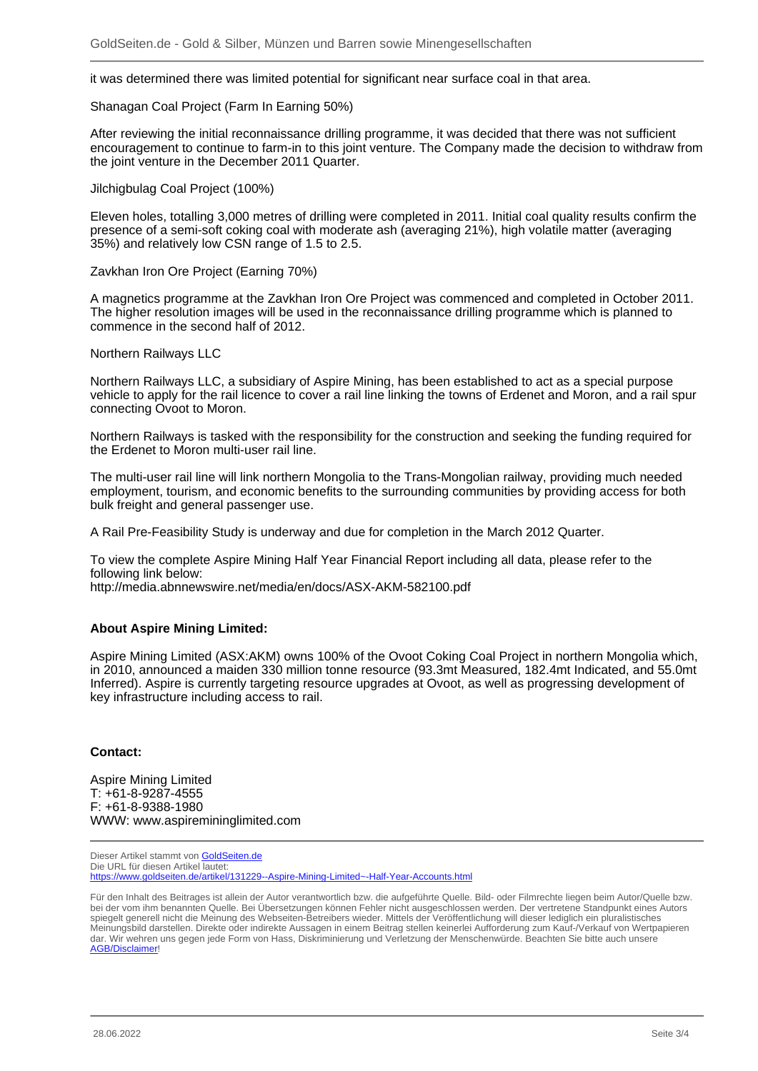it was determined there was limited potential for significant near surface coal in that area.

Shanagan Coal Project (Farm In Earning 50%)

After reviewing the initial reconnaissance drilling programme, it was decided that there was not sufficient encouragement to continue to farm-in to this joint venture. The Company made the decision to withdraw from the joint venture in the December 2011 Quarter.

Jilchigbulag Coal Project (100%)

Eleven holes, totalling 3,000 metres of drilling were completed in 2011. Initial coal quality results confirm the presence of a semi-soft coking coal with moderate ash (averaging 21%), high volatile matter (averaging 35%) and relatively low CSN range of 1.5 to 2.5.

Zavkhan Iron Ore Project (Earning 70%)

A magnetics programme at the Zavkhan Iron Ore Project was commenced and completed in October 2011. The higher resolution images will be used in the reconnaissance drilling programme which is planned to commence in the second half of 2012.

Northern Railways LLC

Northern Railways LLC, a subsidiary of Aspire Mining, has been established to act as a special purpose vehicle to apply for the rail licence to cover a rail line linking the towns of Erdenet and Moron, and a rail spur connecting Ovoot to Moron.

Northern Railways is tasked with the responsibility for the construction and seeking the funding required for the Erdenet to Moron multi-user rail line.

The multi-user rail line will link northern Mongolia to the Trans-Mongolian railway, providing much needed employment, tourism, and economic benefits to the surrounding communities by providing access for both bulk freight and general passenger use.

A Rail Pre-Feasibility Study is underway and due for completion in the March 2012 Quarter.

To view the complete Aspire Mining Half Year Financial Report including all data, please refer to the following link below:
http://media.abnnewswire.net/media/en/docs/ASX-AKM-582100.pdf

**About Aspire Mining Limited:**

Aspire Mining Limited (ASX:AKM) owns 100% of the Ovoot Coking Coal Project in northern Mongolia which, in 2010, announced a maiden 330 million tonne resource (93.3mt Measured, 182.4mt Indicated, and 55.0mt Inferred). Aspire is currently targeting resource upgrades at Ovoot, as well as progressing development of key infrastructure including access to rail.

**Contact:**

Aspire Mining Limited
T: +61-8-9287-4555
F: +61-8-9388-1980
WWW: www.aspiremininglimited.com

Dieser Artikel stammt von [GoldSeiten.de](https://www.goldseiten.de)
Die URL für diesen Artikel lautet:
[https://www.goldseiten.de/artikel/131229--Aspire-Mining-Limited~-Half-Year-Accounts.html](https://www.goldseiten.de/artikel/131229--Aspire-Mining-Limited~-Half-Year-Accounts.html)

Für den Inhalt des Beitrages ist allein der Autor verantwortlich bzw. die aufgeführte Quelle. Bild- oder Filmrechte liegen beim Autor/Quelle bzw. bei der vom ihm benannten Quelle. Bei Übersetzungen können Fehler nicht ausgeschlossen werden. Der vertretene Standpunkt eines Autors spiegelt generell nicht die Meinung des Webseiten-Betreibers wieder. Mittels der Veröffentlichung will dieser lediglich ein pluralistisches Meinungsbild darstellen. Direkte oder indirekte Aussagen in einem Beitrag stellen keinerlei Aufforderung zum Kauf-/Verkauf von Wertpapieren dar. Wir wehren uns gegen jede Form von Hass, Diskriminierung und Verletzung der Menschenwürde. Beachten Sie bitte auch unsere AGB/Disclaimer!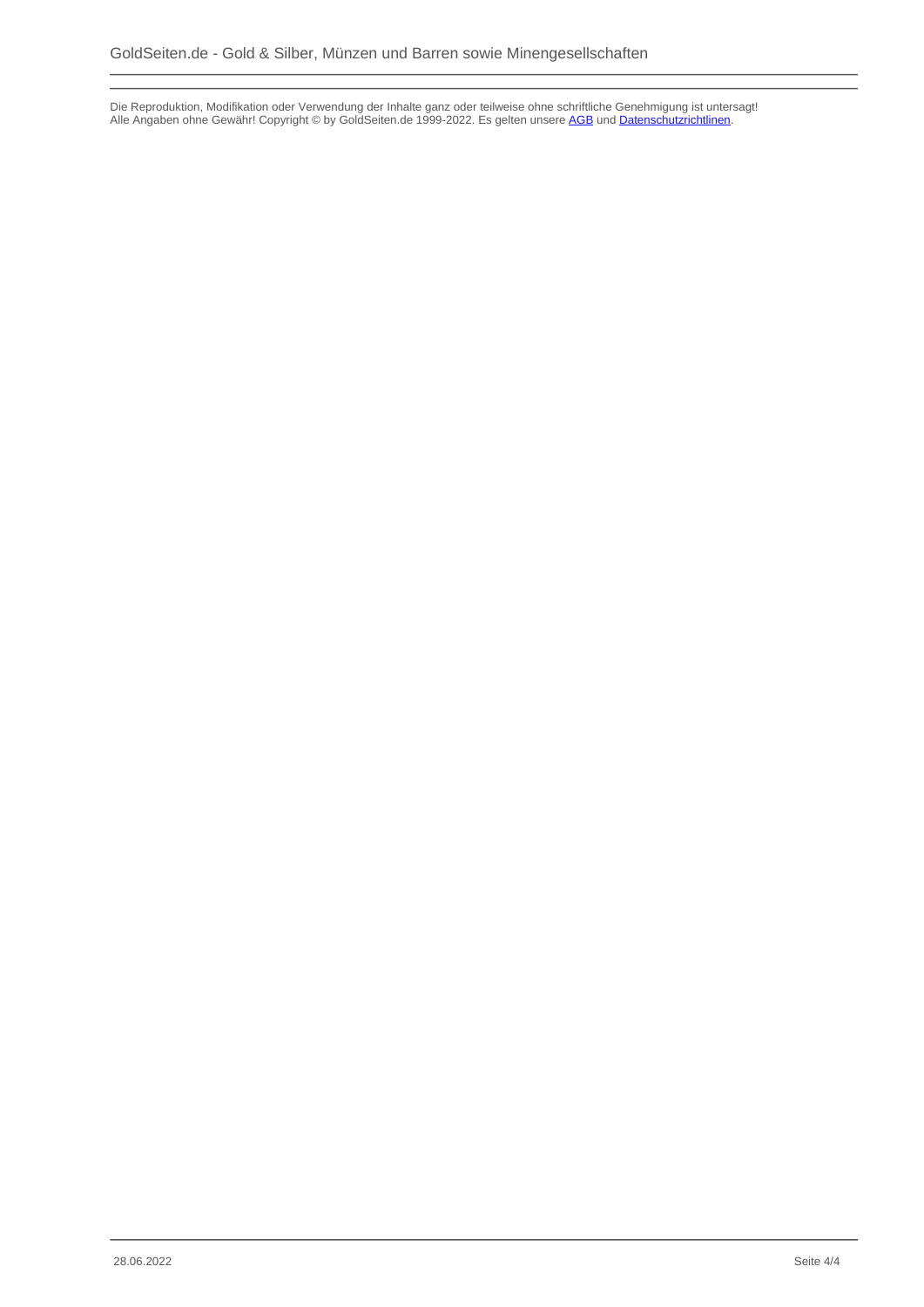Die Reproduktion, Modifikation oder Verwendung der Inhalte ganz oder teilweise ohne schriftliche Genehmigung ist untersagt!
Alle Angaben ohne Gewähr! Copyright © by GoldSeiten.de 1999-2022. Es gelten unsere AGB und Datenschutzrichtlinien.